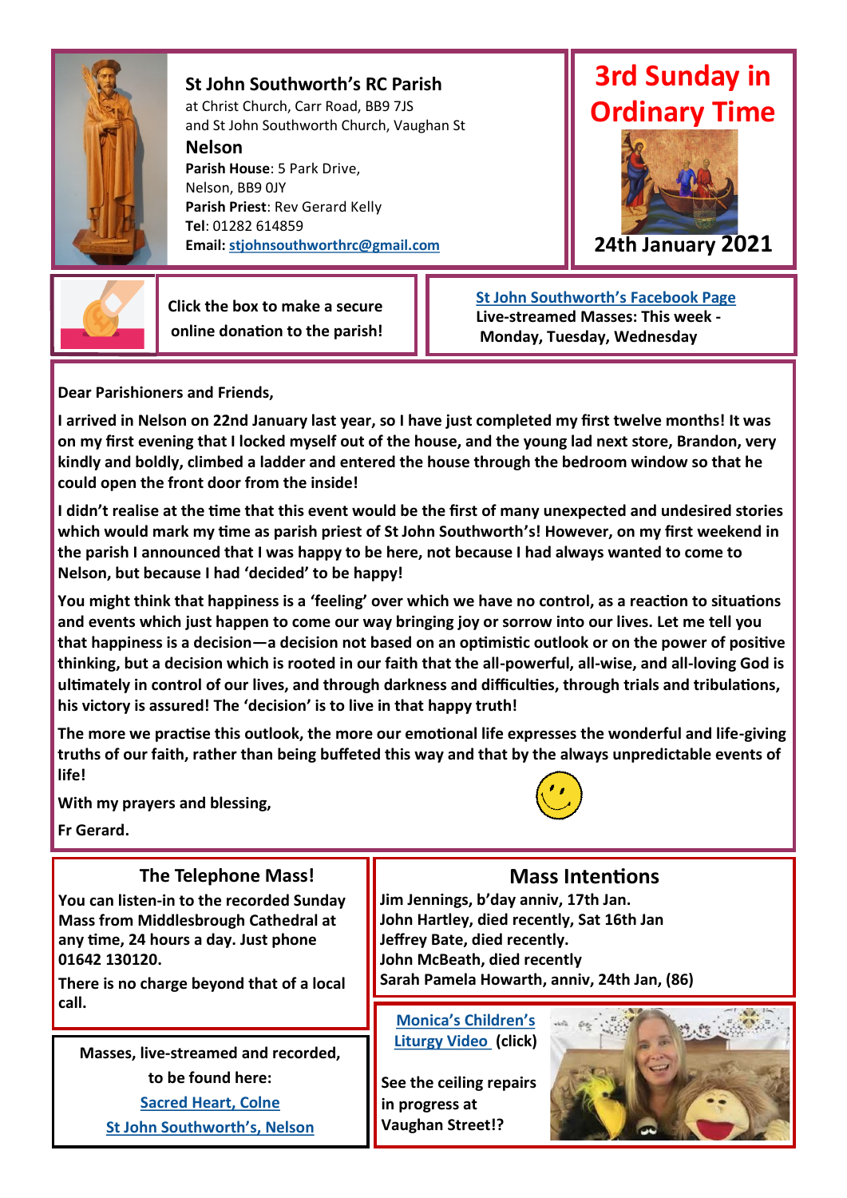# St John Southworth's RC Parish

at Christ Church, Carr Road, BB9 7JS
and St John Southworth Church, Vaughan St

**Nelson**

**Parish House**: 5 Park Drive, Nelson, BB9 0JY
**Parish Priest**: Rev Gerard Kelly
**Tel**: 01282 614859
**Email:** stjohnsouthworthrc@gmail.com

## 3rd Sunday in Ordinary Time

**24th January 2021**

Click the box to make a secure online donation to the parish!

**St John Southworth's Facebook Page**
**Live-streamed Masses: This week - Monday, Tuesday, Wednesday**

**Dear Parishioners and Friends,**

**I arrived in Nelson on 22nd January last year, so I have just completed my first twelve months! It was on my first evening that I locked myself out of the house, and the young lad next store, Brandon, very kindly and boldly, climbed a ladder and entered the house through the bedroom window so that he could open the front door from the inside!**

**I didn't realise at the time that this event would be the first of many unexpected and undesired stories which would mark my time as parish priest of St John Southworth's! However, on my first weekend in the parish I announced that I was happy to be here, not because I had always wanted to come to Nelson, but because I had 'decided' to be happy!**

**You might think that happiness is a 'feeling' over which we have no control, as a reaction to situations and events which just happen to come our way bringing joy or sorrow into our lives. Let me tell you that happiness is a decision—a decision not based on an optimistic outlook or on the power of positive thinking, but a decision which is rooted in our faith that the all-powerful, all-wise, and all-loving God is ultimately in control of our lives, and through darkness and difficulties, through trials and tribulations, his victory is assured! The 'decision' is to live in that happy truth!**

**The more we practise this outlook, the more our emotional life expresses the wonderful and life-giving truths of our faith, rather than being buffeted this way and that by the always unpredictable events of life!**

**With my prayers and blessing,**

**Fr Gerard.**

### The Telephone Mass!

**You can listen-in to the recorded Sunday Mass from Middlesbrough Cathedral at any time, 24 hours a day. Just phone 01642 130120.**

**There is no charge beyond that of a local call.**

### Mass Intentions

**Jim Jennings, b'day anniv, 17th Jan.**
**John Hartley, died recently, Sat 16th Jan**
**Jeffrey Bate, died recently.**
**John McBeath, died recently**
**Sarah Pamela Howarth, anniv, 24th Jan, (86)**

**Masses, live-streamed and recorded, to be found here:**

**Sacred Heart, Colne**

**St John Southworth's, Nelson**

**Monica's Children's Liturgy Video (click)**

**See the ceiling repairs in progress at Vaughan Street!?**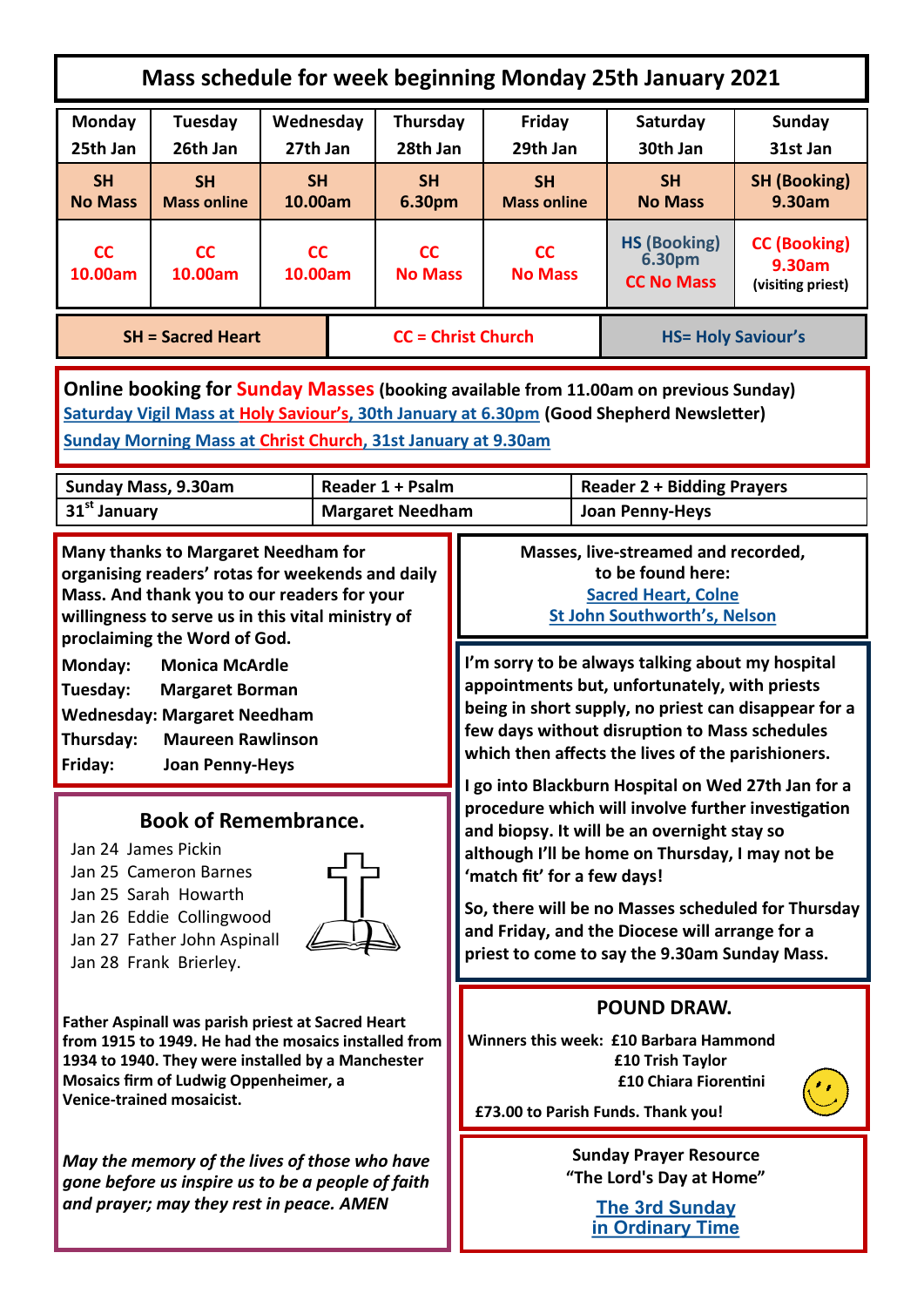## Mass schedule for week beginning Monday 25th January 2021

| Monday 25th Jan | Tuesday 26th Jan | Wednesday 27th Jan | Thursday 28th Jan | Friday 29th Jan | Saturday 30th Jan | Sunday 31st Jan |
|---|---|---|---|---|---|---|
| SH No Mass | SH Mass online | SH 10.00am | SH 6.30pm | SH Mass online | SH No Mass | SH (Booking) 9.30am |
| CC 10.00am | CC 10.00am | CC 10.00am | CC No Mass | CC No Mass | HS (Booking) 6.30pm CC No Mass | CC (Booking) 9.30am (visiting priest) |

SH = Sacred Heart | CC = Christ Church | HS= Holy Saviour's

**Online booking for Sunday Masses** (booking available from 11.00am on previous Sunday)

Saturday Vigil Mass at Holy Saviour's, 30th January at 6.30pm (Good Shepherd Newsletter)

Sunday Morning Mass at Christ Church, 31st January at 9.30am

| Sunday Mass, 9.30am | Reader 1 + Psalm | Reader 2 + Bidding Prayers |
|---|---|---|
| 31st January | Margaret Needham | Joan Penny-Heys |

**Many thanks to Margaret Needham for organising readers' rotas for weekends and daily Mass. And thank you to our readers for your willingness to serve us in this vital ministry of proclaiming the Word of God.**

**Monday:** Monica McArdle
**Tuesday:** Margaret Borman
**Wednesday:** Margaret Needham
**Thursday:** Maureen Rawlinson
**Friday:** Joan Penny-Heys

**Masses, live-streamed and recorded, to be found here:**
Sacred Heart, Colne
St John Southworth's, Nelson

**I'm sorry to be always talking about my hospital appointments but, unfortunately, with priests being in short supply, no priest can disappear for a few days without disruption to Mass schedules which then affects the lives of the parishioners.**

**I go into Blackburn Hospital on Wed 27th Jan for a procedure which will involve further investigation and biopsy. It will be an overnight stay so although I'll be home on Thursday, I may not be 'match fit' for a few days!**

**So, there will be no Masses scheduled for Thursday and Friday, and the Diocese will arrange for a priest to come to say the 9.30am Sunday Mass.**

### Book of Remembrance.

Jan 24 James Pickin
Jan 25 Cameron Barnes
Jan 25 Sarah Howarth
Jan 26 Eddie Collingwood
Jan 27 Father John Aspinall
Jan 28 Frank Brierley.

**Father Aspinall was parish priest at Sacred Heart from 1915 to 1949. He had the mosaics installed from 1934 to 1940. They were installed by a Manchester Mosaics firm of Ludwig Oppenheimer, a Venice-trained mosaicist.**

***May the memory of the lives of those who have gone before us inspire us to be a people of faith and prayer; may they rest in peace. AMEN***

### POUND DRAW.

**Winners this week:** £10 Barbara Hammond
£10 Trish Taylor
£10 Chiara Fiorentini

**£73.00 to Parish Funds. Thank you!**

**Sunday Prayer Resource**
**"The Lord's Day at Home"**

The 3rd Sunday in Ordinary Time